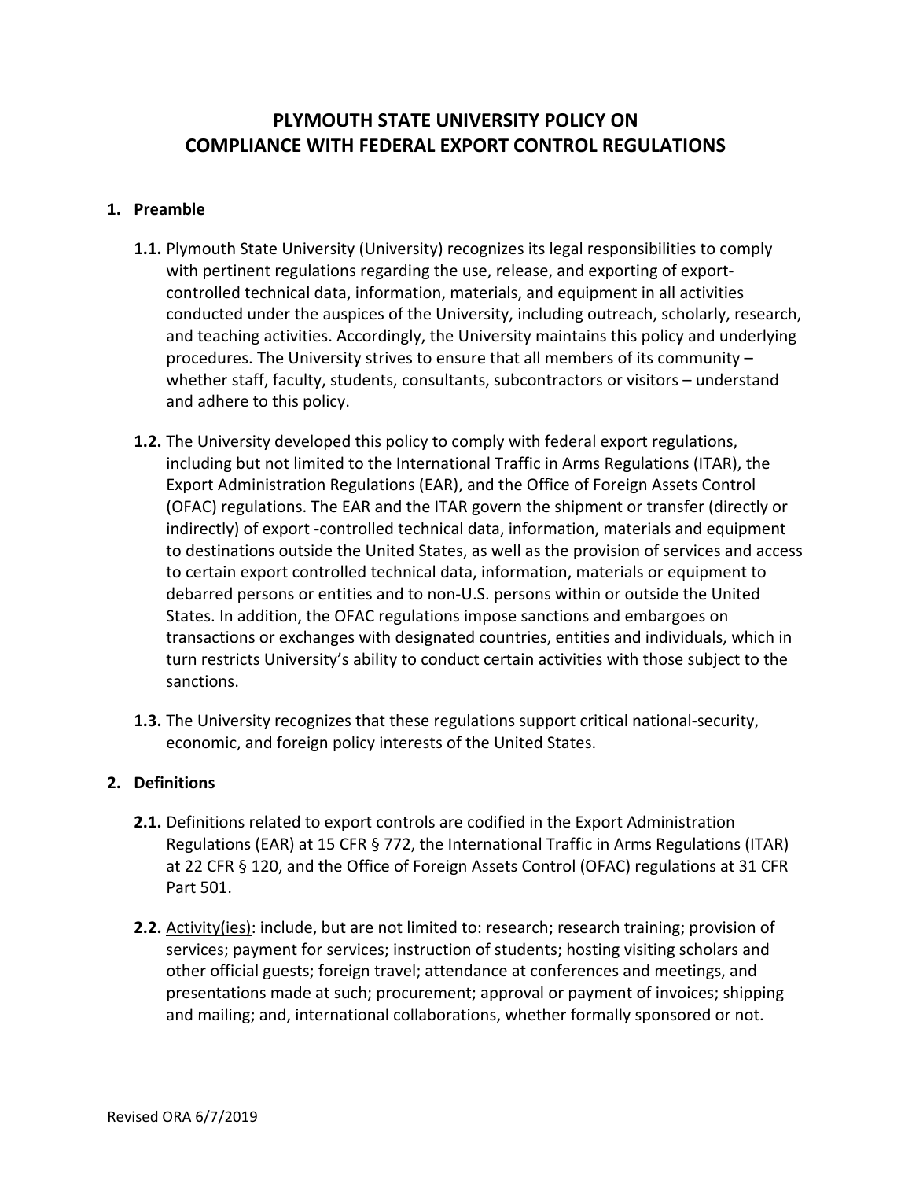# PLYMOUTH STATE UNIVERSITY POLICY ON COMPLIANCE WITH FEDERAL EXPORT CONTROL REGULATIONS

## 1. Preamble

**1.1.** Plymouth State University (University) recognizes its legal responsibilities to comply with pertinent regulations regarding the use, release, and exporting of export-controlled technical data, information, materials, and equipment in all activities conducted under the auspices of the University, including outreach, scholarly, research, and teaching activities. Accordingly, the University maintains this policy and underlying procedures. The University strives to ensure that all members of its community – whether staff, faculty, students, consultants, subcontractors or visitors – understand and adhere to this policy.

**1.2.** The University developed this policy to comply with federal export regulations, including but not limited to the International Traffic in Arms Regulations (ITAR), the Export Administration Regulations (EAR), and the Office of Foreign Assets Control (OFAC) regulations. The EAR and the ITAR govern the shipment or transfer (directly or indirectly) of export -controlled technical data, information, materials and equipment to destinations outside the United States, as well as the provision of services and access to certain export controlled technical data, information, materials or equipment to debarred persons or entities and to non-U.S. persons within or outside the United States. In addition, the OFAC regulations impose sanctions and embargoes on transactions or exchanges with designated countries, entities and individuals, which in turn restricts University's ability to conduct certain activities with those subject to the sanctions.

**1.3.** The University recognizes that these regulations support critical national-security, economic, and foreign policy interests of the United States.

## 2. Definitions

**2.1.** Definitions related to export controls are codified in the Export Administration Regulations (EAR) at 15 CFR § 772, the International Traffic in Arms Regulations (ITAR) at 22 CFR § 120, and the Office of Foreign Assets Control (OFAC) regulations at 31 CFR Part 501.

**2.2.** <u>Activity(ies)</u>: include, but are not limited to: research; research training; provision of services; payment for services; instruction of students; hosting visiting scholars and other official guests; foreign travel; attendance at conferences and meetings, and presentations made at such; procurement; approval or payment of invoices; shipping and mailing; and, international collaborations, whether formally sponsored or not.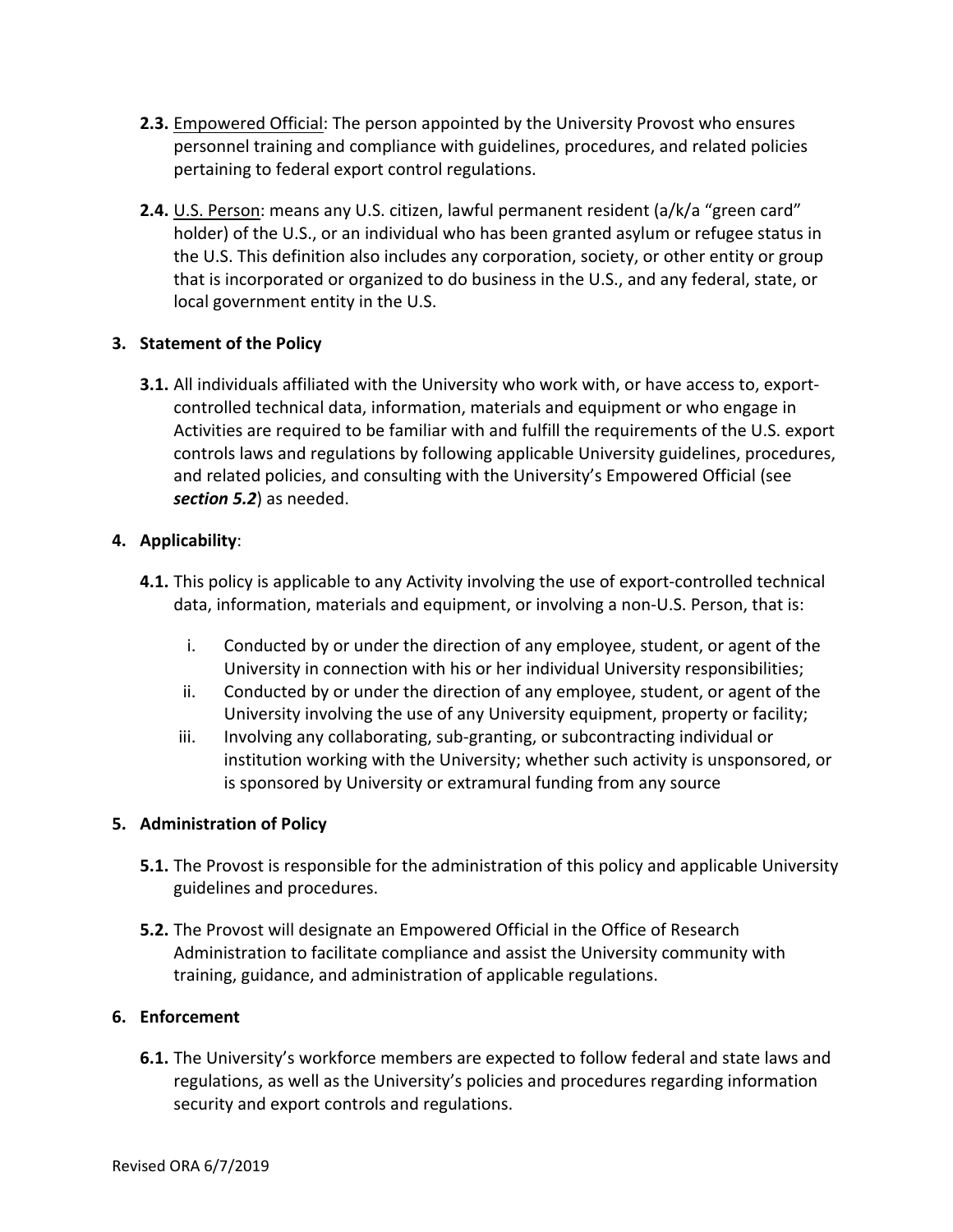**2.3.** Empowered Official: The person appointed by the University Provost who ensures personnel training and compliance with guidelines, procedures, and related policies pertaining to federal export control regulations.

**2.4.** U.S. Person: means any U.S. citizen, lawful permanent resident (a/k/a "green card" holder) of the U.S., or an individual who has been granted asylum or refugee status in the U.S. This definition also includes any corporation, society, or other entity or group that is incorporated or organized to do business in the U.S., and any federal, state, or local government entity in the U.S.

## 3. Statement of the Policy

**3.1.** All individuals affiliated with the University who work with, or have access to, export-controlled technical data, information, materials and equipment or who engage in Activities are required to be familiar with and fulfill the requirements of the U.S. export controls laws and regulations by following applicable University guidelines, procedures, and related policies, and consulting with the University's Empowered Official (see ***section 5.2***) as needed.

## 4. Applicability:

**4.1.** This policy is applicable to any Activity involving the use of export-controlled technical data, information, materials and equipment, or involving a non-U.S. Person, that is:

i. Conducted by or under the direction of any employee, student, or agent of the University in connection with his or her individual University responsibilities;
ii. Conducted by or under the direction of any employee, student, or agent of the University involving the use of any University equipment, property or facility;
iii. Involving any collaborating, sub-granting, or subcontracting individual or institution working with the University; whether such activity is unsponsored, or is sponsored by University or extramural funding from any source

## 5. Administration of Policy

**5.1.** The Provost is responsible for the administration of this policy and applicable University guidelines and procedures.

**5.2.** The Provost will designate an Empowered Official in the Office of Research Administration to facilitate compliance and assist the University community with training, guidance, and administration of applicable regulations.

## 6. Enforcement

**6.1.** The University's workforce members are expected to follow federal and state laws and regulations, as well as the University's policies and procedures regarding information security and export controls and regulations.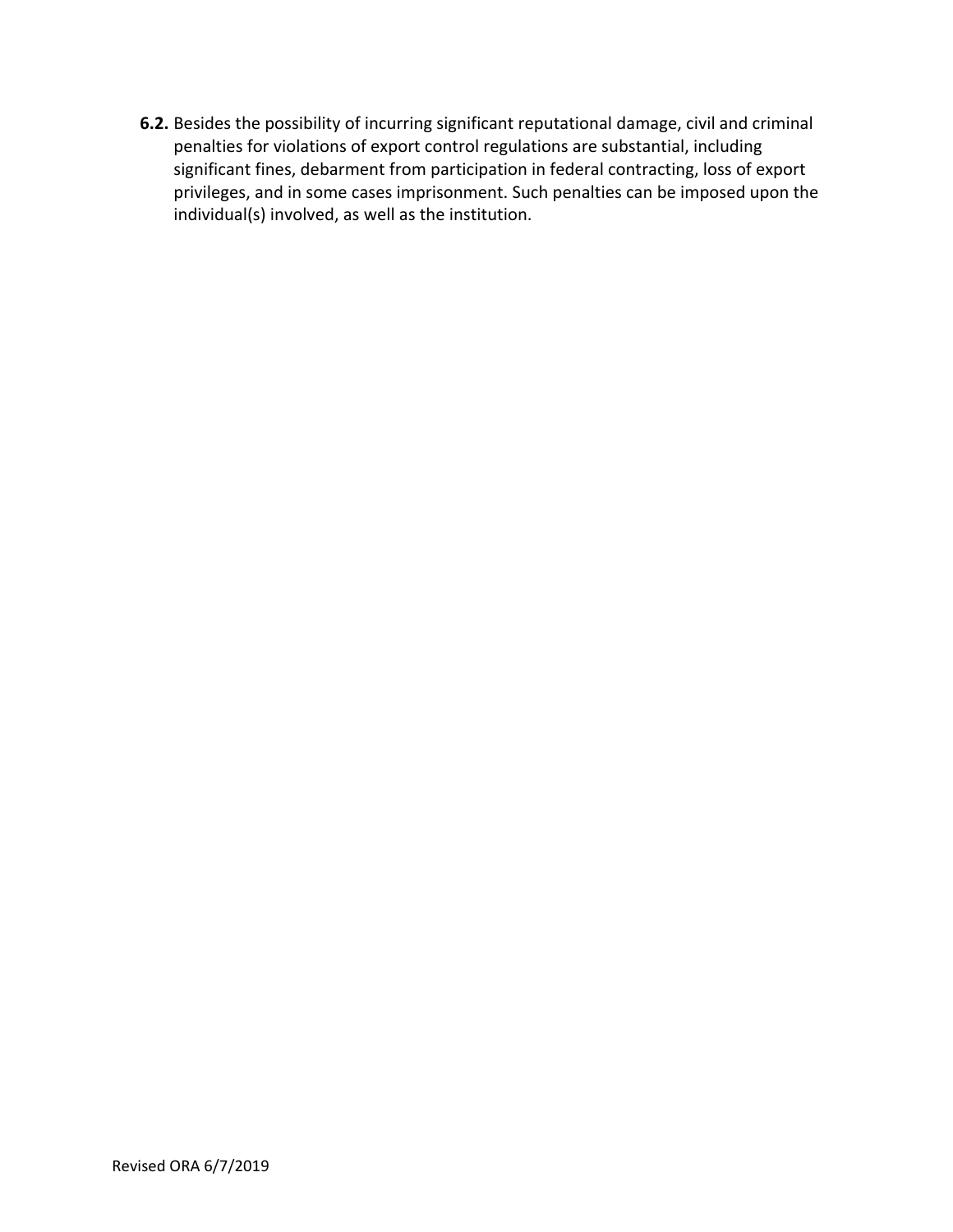**6.2.** Besides the possibility of incurring significant reputational damage, civil and criminal penalties for violations of export control regulations are substantial, including significant fines, debarment from participation in federal contracting, loss of export privileges, and in some cases imprisonment. Such penalties can be imposed upon the individual(s) involved, as well as the institution.

Revised ORA 6/7/2019